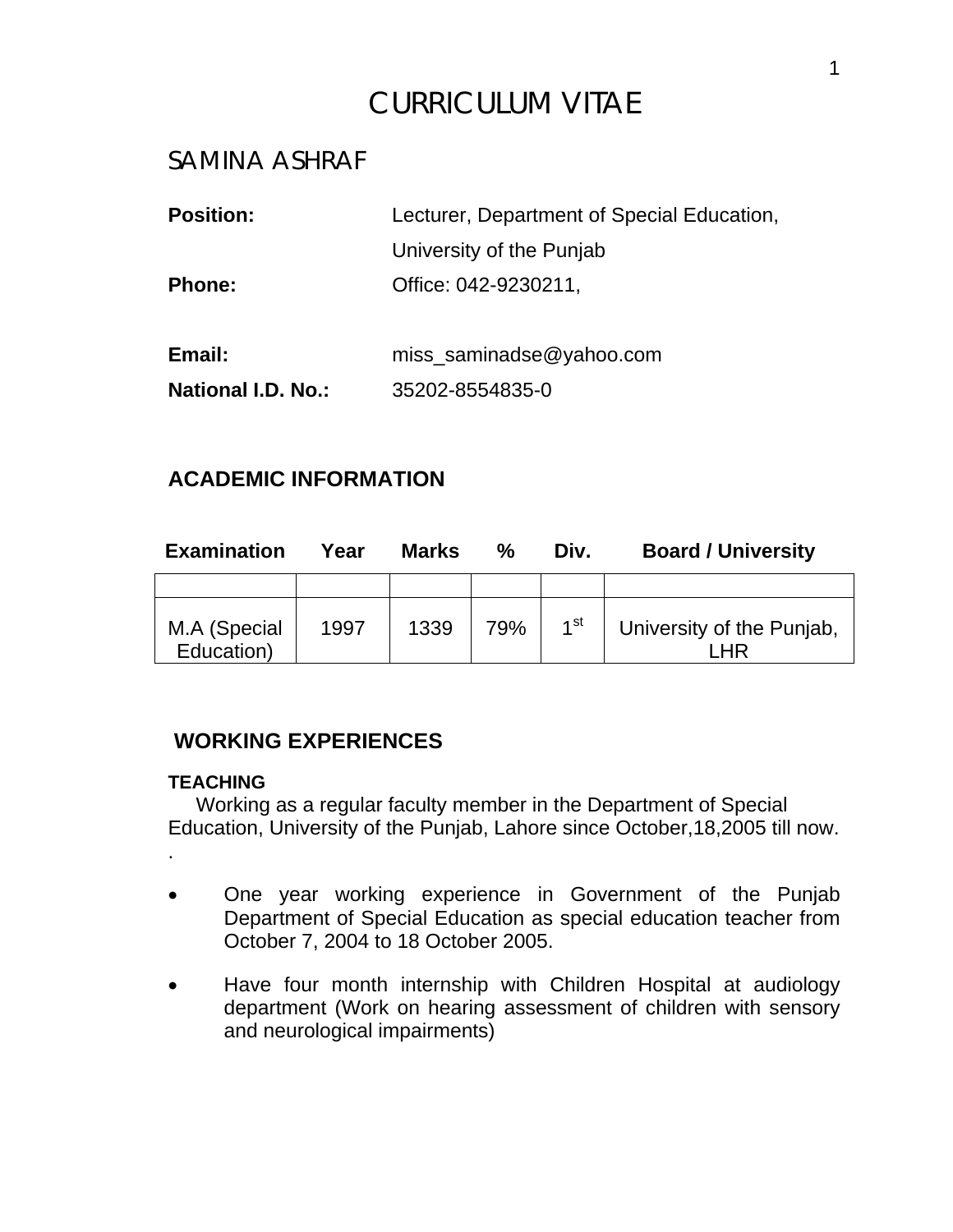# CURRICULUM VITAE

## SAMINA ASHRAF

**Position:** Lecturer, Department of Special Education, University of the Punjab

**Phone:** Office: 042-9230211,

**Email:** miss_saminadse@yahoo.com

**National I.D. No.:** 35202-8554835-0

### ACADEMIC INFORMATION

| Examination | Year | Marks | % | Div. | Board / University |
|---|---|---|---|---|---|
| | | | | | |
| M.A (Special Education) | 1997 | 1339 | 79% | 1st | University of the Punjab, LHR |

### WORKING EXPERIENCES

**TEACHING**

Working as a regular faculty member in the Department of Special Education, University of the Punjab, Lahore since October,18,2005 till now.
.

- One year working experience in Government of the Punjab Department of Special Education as special education teacher from October 7, 2004 to 18 October 2005.
- Have four month internship with Children Hospital at audiology department (Work on hearing assessment of children with sensory and neurological impairments)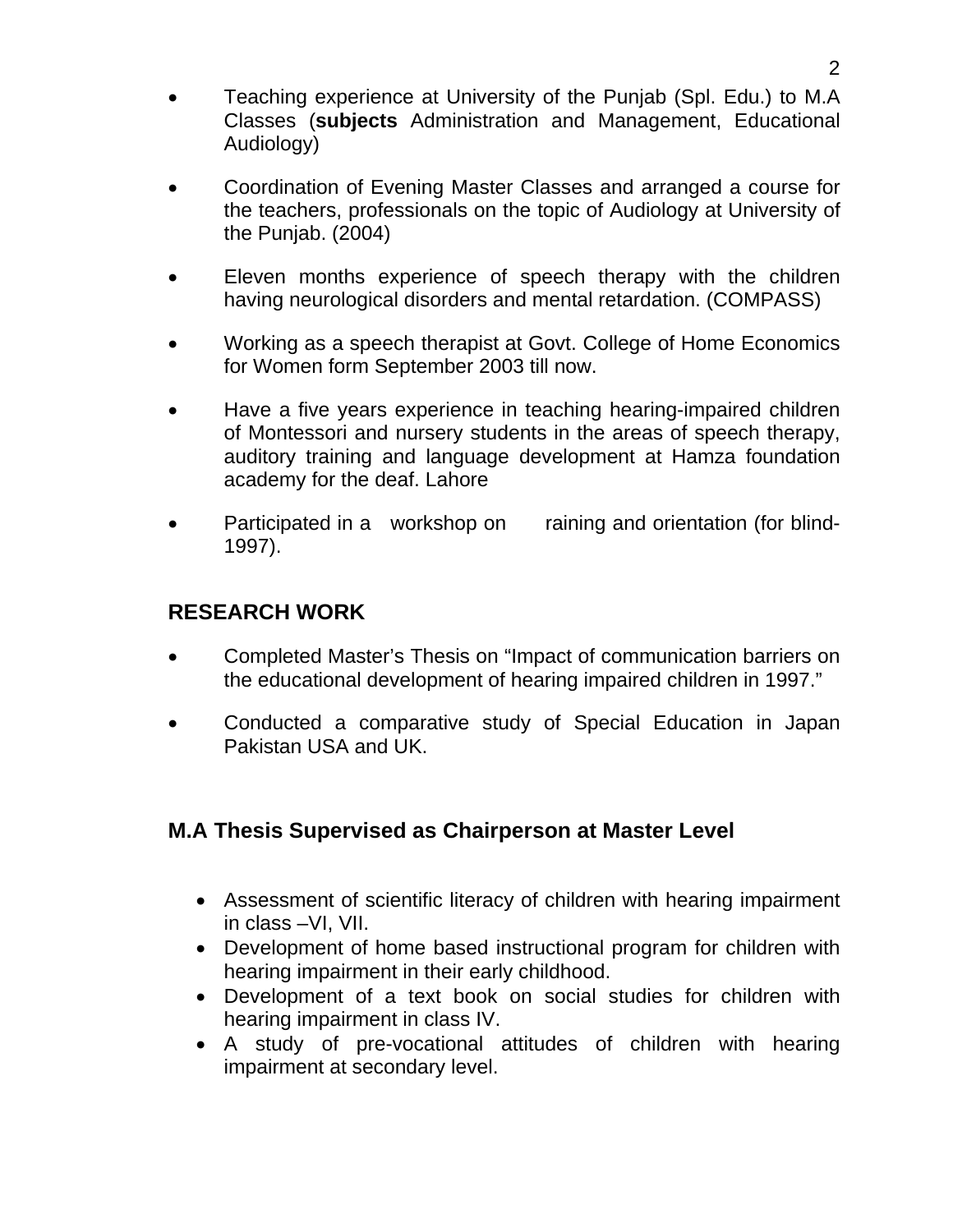- Teaching experience at University of the Punjab (Spl. Edu.) to M.A Classes (**subjects** Administration and Management, Educational Audiology)
- Coordination of Evening Master Classes and arranged a course for the teachers, professionals on the topic of Audiology at University of the Punjab. (2004)
- Eleven months experience of speech therapy with the children having neurological disorders and mental retardation. (COMPASS)
- Working as a speech therapist at Govt. College of Home Economics for Women form September 2003 till now.
- Have a five years experience in teaching hearing-impaired children of Montessori and nursery students in the areas of speech therapy, auditory training and language development at Hamza foundation academy for the deaf. Lahore
- Participated in a workshop on raining and orientation (for blind-1997).

## RESEARCH WORK

- Completed Master's Thesis on "Impact of communication barriers on the educational development of hearing impaired children in 1997."
- Conducted a comparative study of Special Education in Japan Pakistan USA and UK.

## M.A Thesis Supervised as Chairperson at Master Level

- Assessment of scientific literacy of children with hearing impairment in class –VI, VII.
- Development of home based instructional program for children with hearing impairment in their early childhood.
- Development of a text book on social studies for children with hearing impairment in class IV.
- A study of pre-vocational attitudes of children with hearing impairment at secondary level.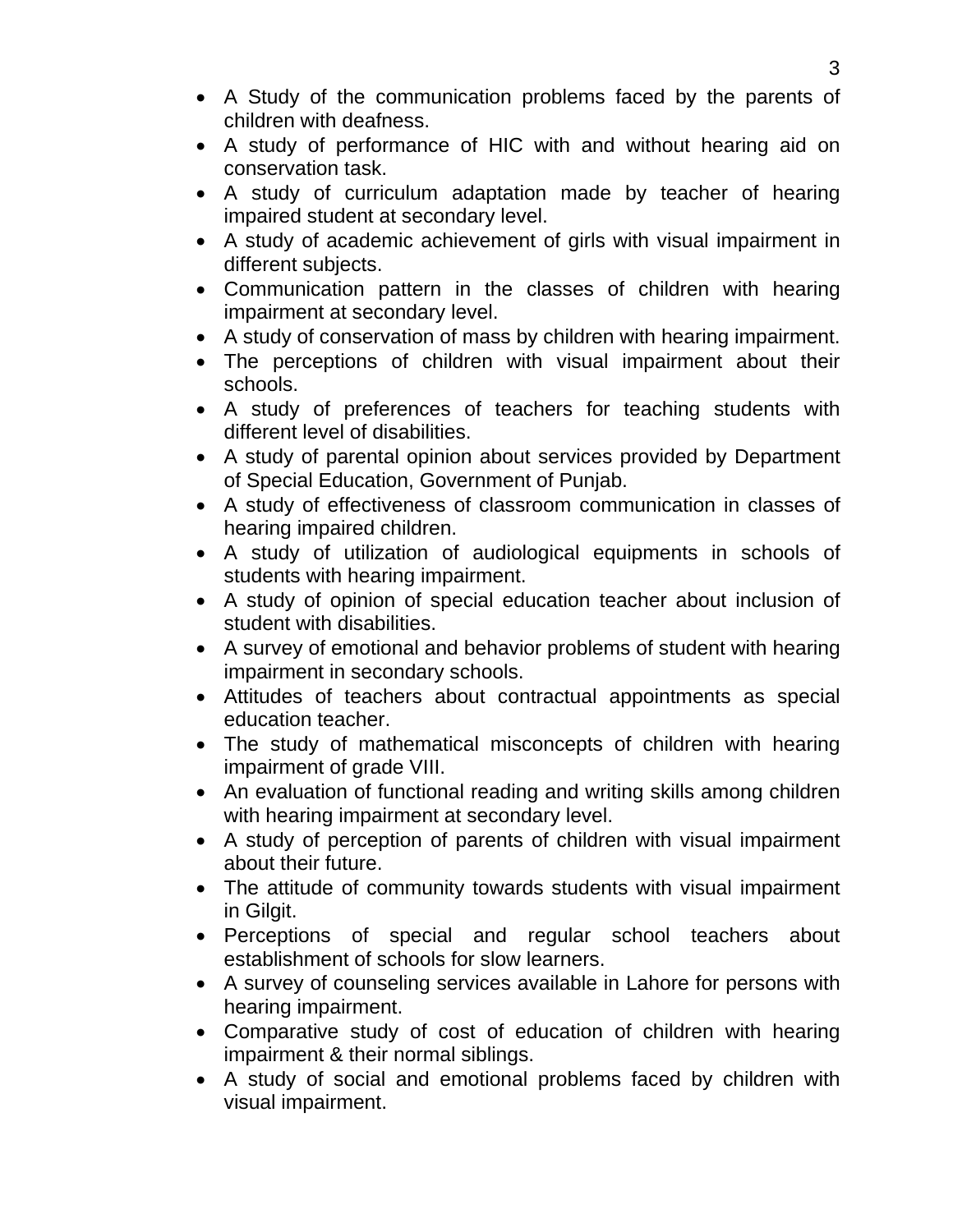- A Study of the communication problems faced by the parents of children with deafness.
- A study of performance of HIC with and without hearing aid on conservation task.
- A study of curriculum adaptation made by teacher of hearing impaired student at secondary level.
- A study of academic achievement of girls with visual impairment in different subjects.
- Communication pattern in the classes of children with hearing impairment at secondary level.
- A study of conservation of mass by children with hearing impairment.
- The perceptions of children with visual impairment about their schools.
- A study of preferences of teachers for teaching students with different level of disabilities.
- A study of parental opinion about services provided by Department of Special Education, Government of Punjab.
- A study of effectiveness of classroom communication in classes of hearing impaired children.
- A study of utilization of audiological equipments in schools of students with hearing impairment.
- A study of opinion of special education teacher about inclusion of student with disabilities.
- A survey of emotional and behavior problems of student with hearing impairment in secondary schools.
- Attitudes of teachers about contractual appointments as special education teacher.
- The study of mathematical misconcepts of children with hearing impairment of grade VIII.
- An evaluation of functional reading and writing skills among children with hearing impairment at secondary level.
- A study of perception of parents of children with visual impairment about their future.
- The attitude of community towards students with visual impairment in Gilgit.
- Perceptions of special and regular school teachers about establishment of schools for slow learners.
- A survey of counseling services available in Lahore for persons with hearing impairment.
- Comparative study of cost of education of children with hearing impairment & their normal siblings.
- A study of social and emotional problems faced by children with visual impairment.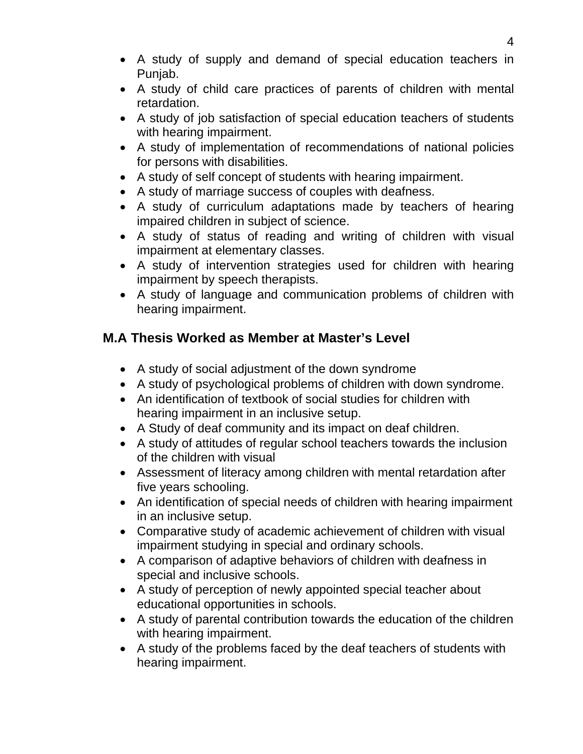- A study of supply and demand of special education teachers in Punjab.
- A study of child care practices of parents of children with mental retardation.
- A study of job satisfaction of special education teachers of students with hearing impairment.
- A study of implementation of recommendations of national policies for persons with disabilities.
- A study of self concept of students with hearing impairment.
- A study of marriage success of couples with deafness.
- A study of curriculum adaptations made by teachers of hearing impaired children in subject of science.
- A study of status of reading and writing of children with visual impairment at elementary classes.
- A study of intervention strategies used for children with hearing impairment by speech therapists.
- A study of language and communication problems of children with hearing impairment.

## M.A Thesis Worked as Member at Master's Level

- A study of social adjustment of the down syndrome
- A study of psychological problems of children with down syndrome.
- An identification of textbook of social studies for children with hearing impairment in an inclusive setup.
- A Study of deaf community and its impact on deaf children.
- A study of attitudes of regular school teachers towards the inclusion of the children with visual
- Assessment of literacy among children with mental retardation after five years schooling.
- An identification of special needs of children with hearing impairment in an inclusive setup.
- Comparative study of academic achievement of children with visual impairment studying in special and ordinary schools.
- A comparison of adaptive behaviors of children with deafness in special and inclusive schools.
- A study of perception of newly appointed special teacher about educational opportunities in schools.
- A study of parental contribution towards the education of the children with hearing impairment.
- A study of the problems faced by the deaf teachers of students with hearing impairment.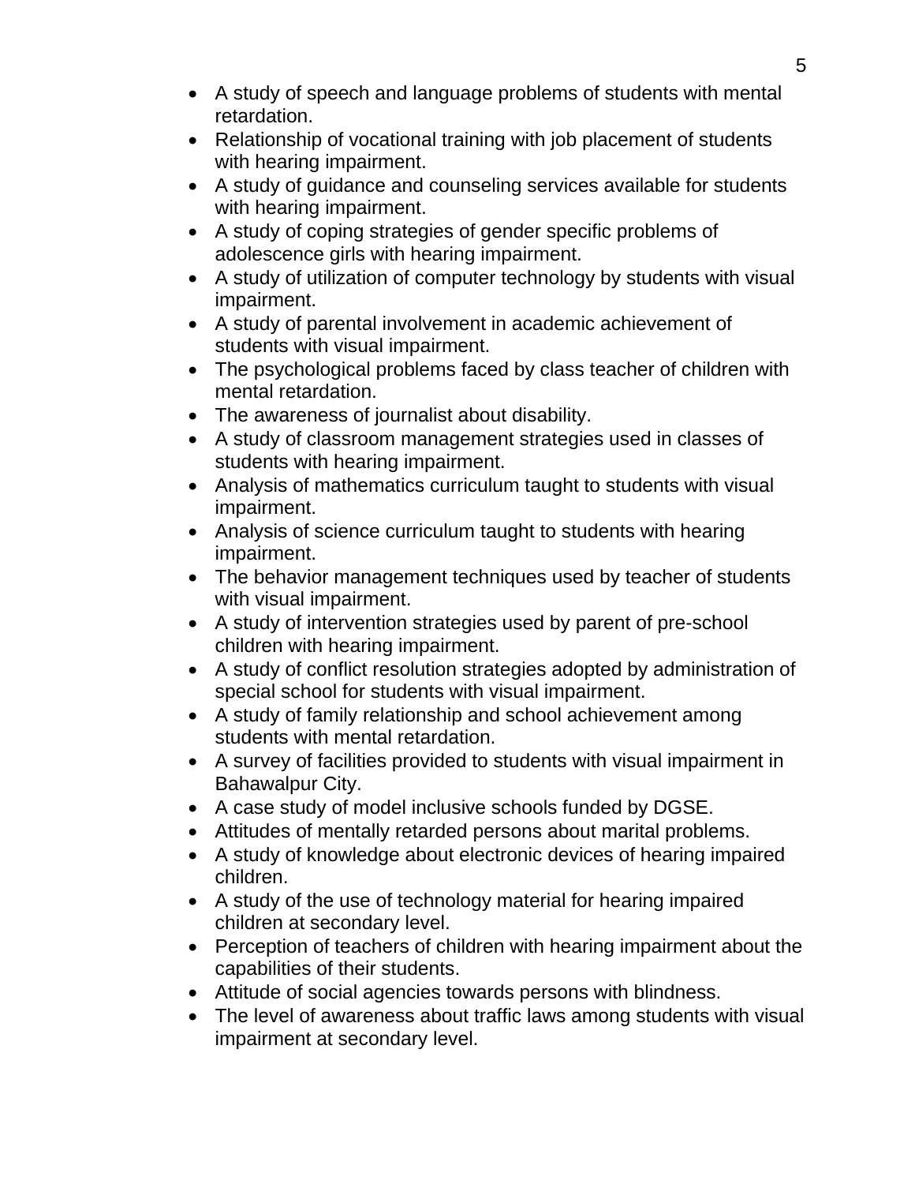- A study of speech and language problems of students with mental retardation.
- Relationship of vocational training with job placement of students with hearing impairment.
- A study of guidance and counseling services available for students with hearing impairment.
- A study of coping strategies of gender specific problems of adolescence girls with hearing impairment.
- A study of utilization of computer technology by students with visual impairment.
- A study of parental involvement in academic achievement of students with visual impairment.
- The psychological problems faced by class teacher of children with mental retardation.
- The awareness of journalist about disability.
- A study of classroom management strategies used in classes of students with hearing impairment.
- Analysis of mathematics curriculum taught to students with visual impairment.
- Analysis of science curriculum taught to students with hearing impairment.
- The behavior management techniques used by teacher of students with visual impairment.
- A study of intervention strategies used by parent of pre-school children with hearing impairment.
- A study of conflict resolution strategies adopted by administration of special school for students with visual impairment.
- A study of family relationship and school achievement among students with mental retardation.
- A survey of facilities provided to students with visual impairment in Bahawalpur City.
- A case study of model inclusive schools funded by DGSE.
- Attitudes of mentally retarded persons about marital problems.
- A study of knowledge about electronic devices of hearing impaired children.
- A study of the use of technology material for hearing impaired children at secondary level.
- Perception of teachers of children with hearing impairment about the capabilities of their students.
- Attitude of social agencies towards persons with blindness.
- The level of awareness about traffic laws among students with visual impairment at secondary level.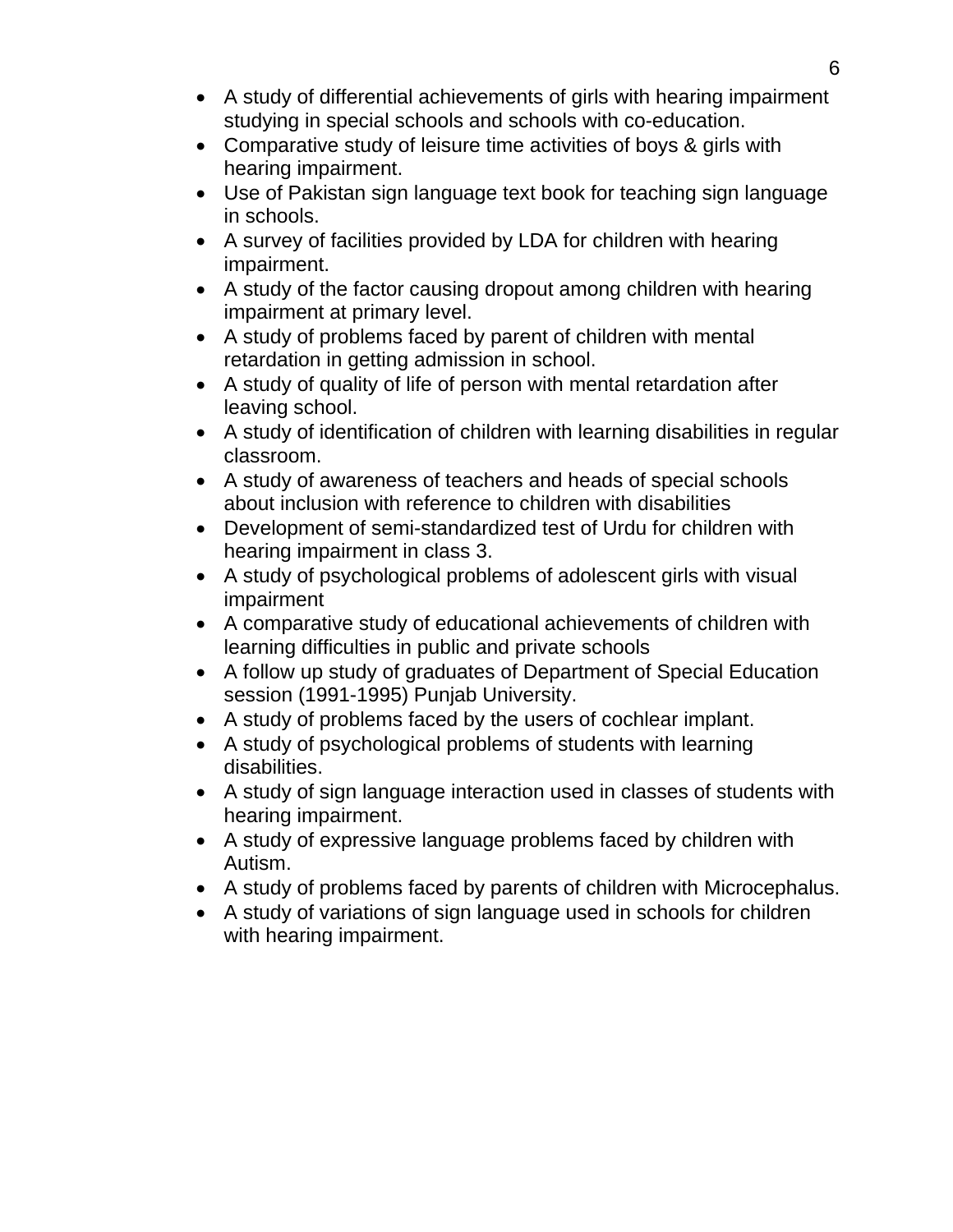- A study of differential achievements of girls with hearing impairment studying in special schools and schools with co-education.
- Comparative study of leisure time activities of boys & girls with hearing impairment.
- Use of Pakistan sign language text book for teaching sign language in schools.
- A survey of facilities provided by LDA for children with hearing impairment.
- A study of the factor causing dropout among children with hearing impairment at primary level.
- A study of problems faced by parent of children with mental retardation in getting admission in school.
- A study of quality of life of person with mental retardation after leaving school.
- A study of identification of children with learning disabilities in regular classroom.
- A study of awareness of teachers and heads of special schools about inclusion with reference to children with disabilities
- Development of semi-standardized test of Urdu for children with hearing impairment in class 3.
- A study of psychological problems of adolescent girls with visual impairment
- A comparative study of educational achievements of children with learning difficulties in public and private schools
- A follow up study of graduates of Department of Special Education session (1991-1995) Punjab University.
- A study of problems faced by the users of cochlear implant.
- A study of psychological problems of students with learning disabilities.
- A study of sign language interaction used in classes of students with hearing impairment.
- A study of expressive language problems faced by children with Autism.
- A study of problems faced by parents of children with Microcephalus.
- A study of variations of sign language used in schools for children with hearing impairment.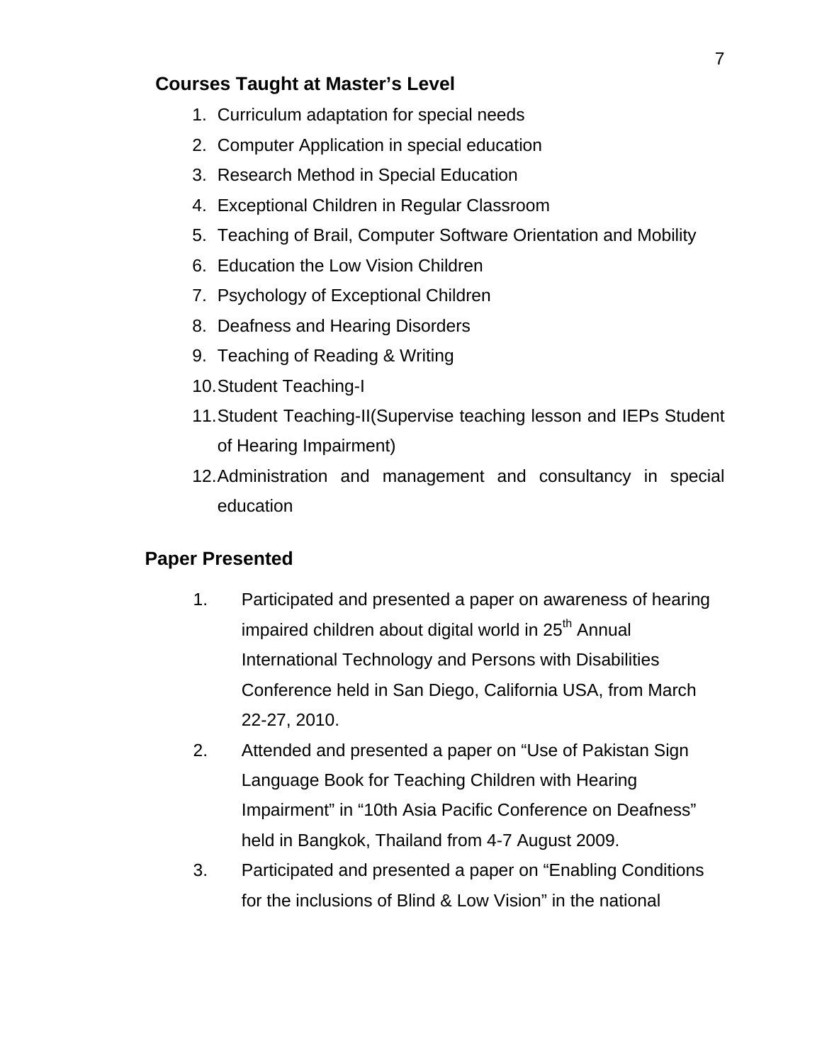### Courses Taught at Master's Level

1. Curriculum adaptation for special needs
2. Computer Application in special education
3. Research Method in Special Education
4. Exceptional Children in Regular Classroom
5. Teaching of Brail, Computer Software Orientation and Mobility
6. Education the Low Vision Children
7. Psychology of Exceptional Children
8. Deafness and Hearing Disorders
9. Teaching of Reading & Writing
10. Student Teaching-I
11. Student Teaching-II(Supervise teaching lesson and IEPs Student of Hearing Impairment)
12. Administration and management and consultancy in special education

### Paper Presented

1. Participated and presented a paper on awareness of hearing impaired children about digital world in 25th Annual International Technology and Persons with Disabilities Conference held in San Diego, California USA, from March 22-27, 2010.
2. Attended and presented a paper on "Use of Pakistan Sign Language Book for Teaching Children with Hearing Impairment" in "10th Asia Pacific Conference on Deafness" held in Bangkok, Thailand from 4-7 August 2009.
3. Participated and presented a paper on "Enabling Conditions for the inclusions of Blind & Low Vision" in the national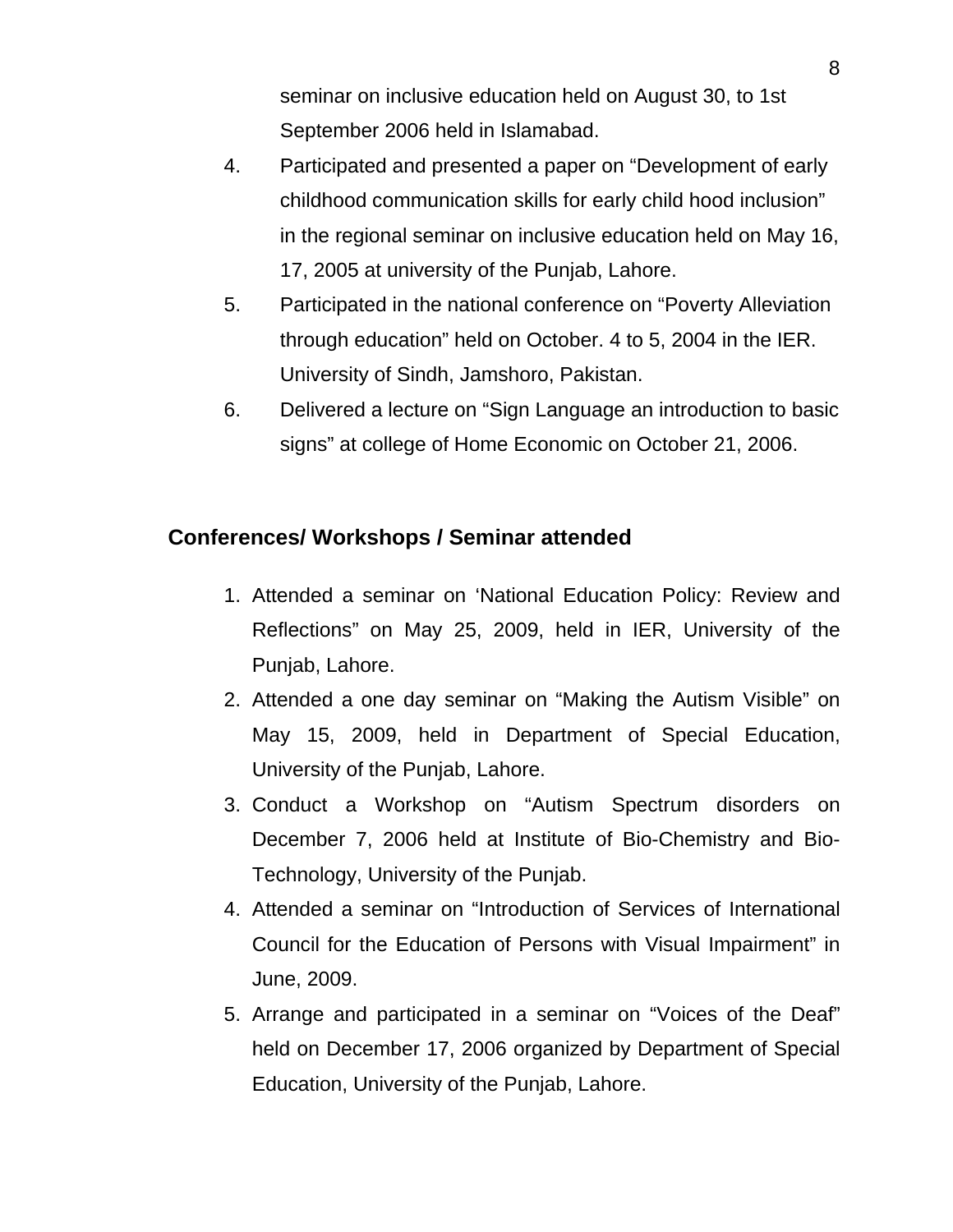seminar on inclusive education held on August 30, to 1st September 2006 held in Islamabad.

4. Participated and presented a paper on “Development of early childhood communication skills for early child hood inclusion” in the regional seminar on inclusive education held on May 16, 17, 2005 at university of the Punjab, Lahore.
5. Participated in the national conference on “Poverty Alleviation through education” held on October. 4 to 5, 2004 in the IER. University of Sindh, Jamshoro, Pakistan.
6. Delivered a lecture on “Sign Language an introduction to basic signs” at college of Home Economic on October 21, 2006.

## Conferences/ Workshops / Seminar attended

1. Attended a seminar on ‘National Education Policy: Review and Reflections” on May 25, 2009, held in IER, University of the Punjab, Lahore.
2. Attended a one day seminar on “Making the Autism Visible” on May 15, 2009, held in Department of Special Education, University of the Punjab, Lahore.
3. Conduct a Workshop on “Autism Spectrum disorders on December 7, 2006 held at Institute of Bio-Chemistry and Bio-Technology, University of the Punjab.
4. Attended a seminar on “Introduction of Services of International Council for the Education of Persons with Visual Impairment” in June, 2009.
5. Arrange and participated in a seminar on “Voices of the Deaf” held on December 17, 2006 organized by Department of Special Education, University of the Punjab, Lahore.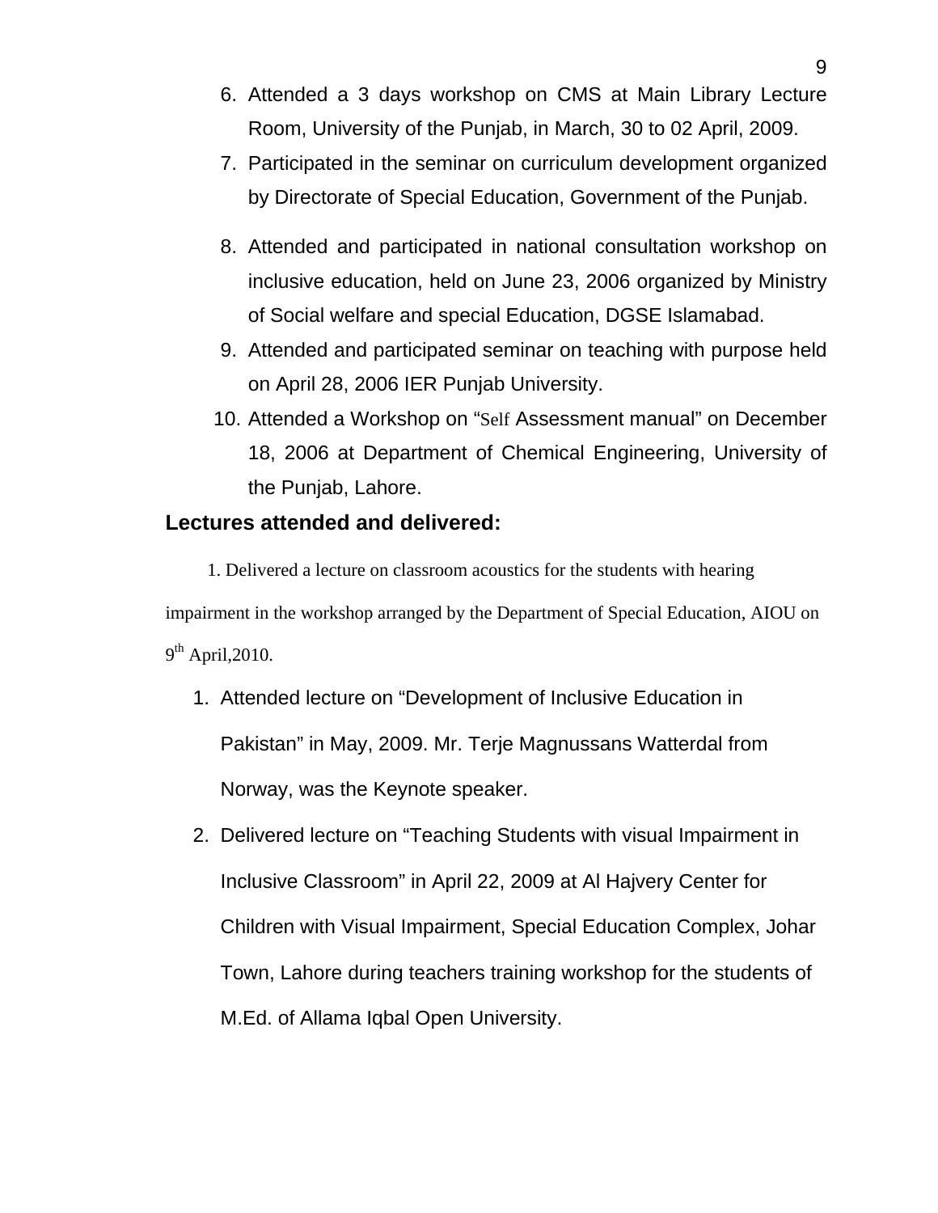6. Attended a 3 days workshop on CMS at Main Library Lecture Room, University of the Punjab, in March, 30 to 02 April, 2009.
7. Participated in the seminar on curriculum development organized by Directorate of Special Education, Government of the Punjab.
8. Attended and participated in national consultation workshop on inclusive education, held on June 23, 2006 organized by Ministry of Social welfare and special Education, DGSE Islamabad.
9. Attended and participated seminar on teaching with purpose held on April 28, 2006 IER Punjab University.
10. Attended a Workshop on "Self Assessment manual" on December 18, 2006 at Department of Chemical Engineering, University of the Punjab, Lahore.

## Lectures attended and delivered:

1. Delivered a lecture on classroom acoustics for the students with hearing impairment in the workshop arranged by the Department of Special Education, AIOU on 9th April,2010.

1. Attended lecture on "Development of Inclusive Education in Pakistan" in May, 2009. Mr. Terje Magnussans Watterdal from Norway, was the Keynote speaker.
2. Delivered lecture on "Teaching Students with visual Impairment in Inclusive Classroom" in April 22, 2009 at Al Hajvery Center for Children with Visual Impairment, Special Education Complex, Johar Town, Lahore during teachers training workshop for the students of M.Ed. of Allama Iqbal Open University.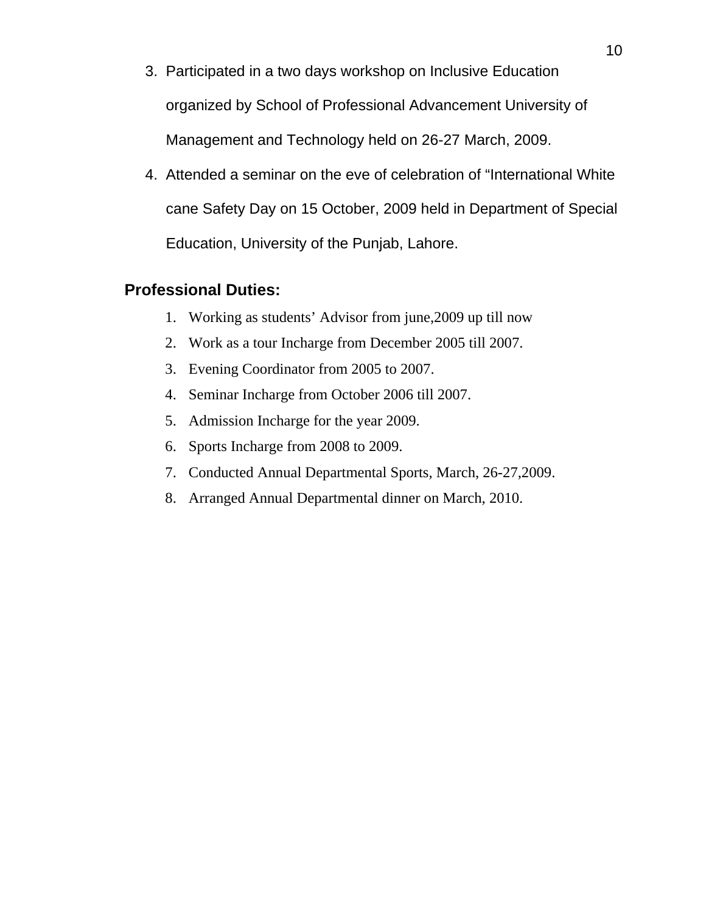3. Participated in a two days workshop on Inclusive Education organized by School of Professional Advancement University of Management and Technology held on 26-27 March, 2009.
4. Attended a seminar on the eve of celebration of "International White cane Safety Day on 15 October, 2009 held in Department of Special Education, University of the Punjab, Lahore.

## Professional Duties:

1. Working as students' Advisor from june,2009 up till now
2. Work as a tour Incharge from December 2005 till 2007.
3. Evening Coordinator from 2005 to 2007.
4. Seminar Incharge from October 2006 till 2007.
5. Admission Incharge for the year 2009.
6. Sports Incharge from 2008 to 2009.
7. Conducted Annual Departmental Sports, March, 26-27,2009.
8. Arranged Annual Departmental dinner on March, 2010.